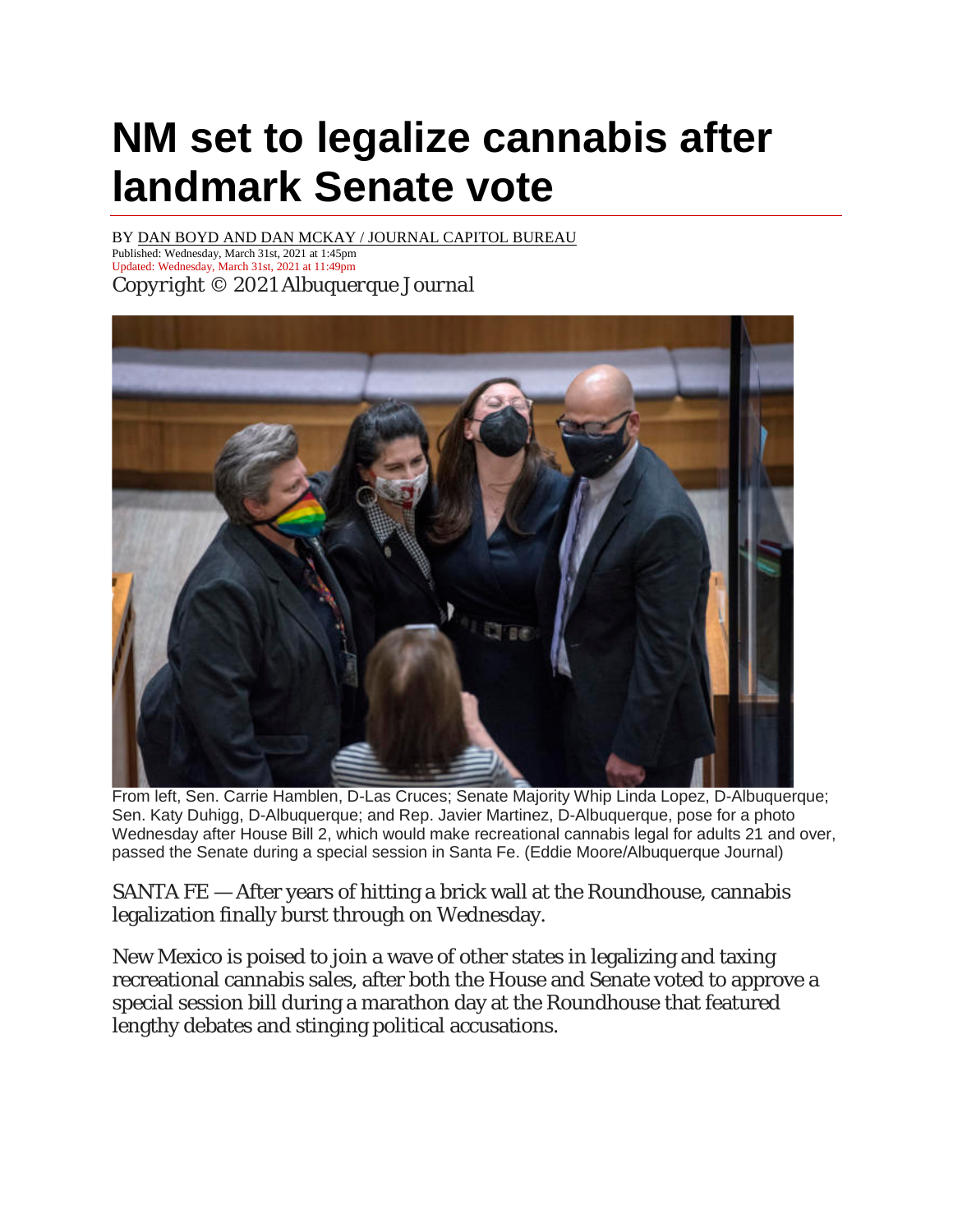# NM set to legalize cannabis after landmark Senate vote

BY DAN BOYD AND DAN MCKAY / JOURNAL CAPITOL BUREAU
Published: Wednesday, March 31st, 2021 at 1:45pm
Updated: Wednesday, March 31st, 2021 at 11:49pm
Copyright © 2021 Albuquerque Journal

From left, Sen. Carrie Hamblen, D-Las Cruces; Senate Majority Whip Linda Lopez, D-Albuquerque; Sen. Katy Duhigg, D-Albuquerque; and Rep. Javier Martinez, D-Albuquerque, pose for a photo Wednesday after House Bill 2, which would make recreational cannabis legal for adults 21 and over, passed the Senate during a special session in Santa Fe. (Eddie Moore/Albuquerque Journal)

SANTA FE — After years of hitting a brick wall at the Roundhouse, cannabis legalization finally burst through on Wednesday.

New Mexico is poised to join a wave of other states in legalizing and taxing recreational cannabis sales, after both the House and Senate voted to approve a special session bill during a marathon day at the Roundhouse that featured lengthy debates and stinging political accusations.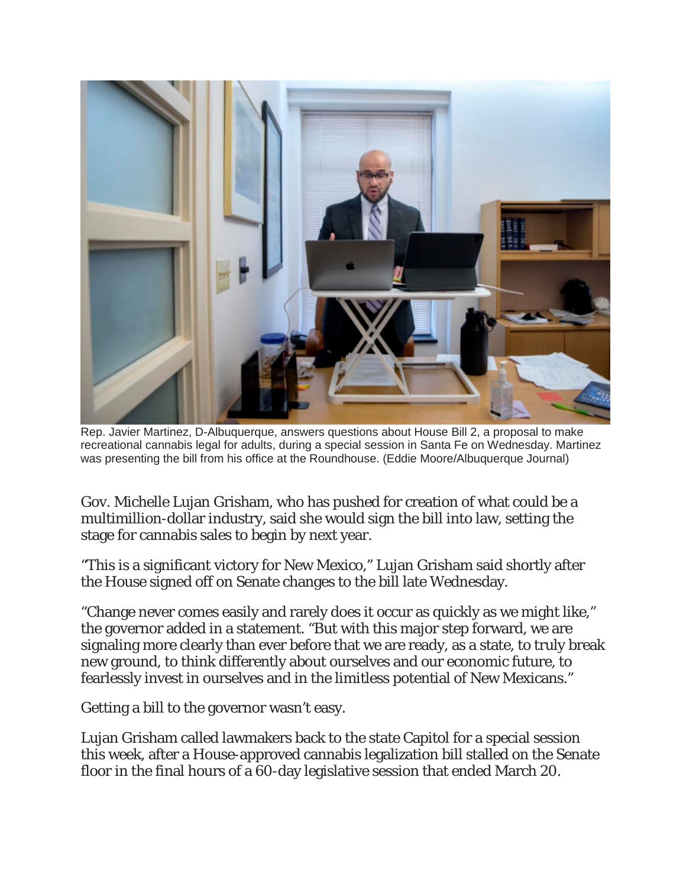Rep. Javier Martinez, D-Albuquerque, answers questions about House Bill 2, a proposal to make recreational cannabis legal for adults, during a special session in Santa Fe on Wednesday. Martinez was presenting the bill from his office at the Roundhouse. (Eddie Moore/Albuquerque Journal)

Gov. Michelle Lujan Grisham, who has pushed for creation of what could be a multimillion-dollar industry, said she would sign the bill into law, setting the stage for cannabis sales to begin by next year.

"This is a significant victory for New Mexico," Lujan Grisham said shortly after the House signed off on Senate changes to the bill late Wednesday.

"Change never comes easily and rarely does it occur as quickly as we might like," the governor added in a statement. "But with this major step forward, we are signaling more clearly than ever before that we are ready, as a state, to truly break new ground, to think differently about ourselves and our economic future, to fearlessly invest in ourselves and in the limitless potential of New Mexicans."

Getting a bill to the governor wasn't easy.

Lujan Grisham called lawmakers back to the state Capitol for a special session this week, after a House-approved cannabis legalization bill stalled on the Senate floor in the final hours of a 60-day legislative session that ended March 20.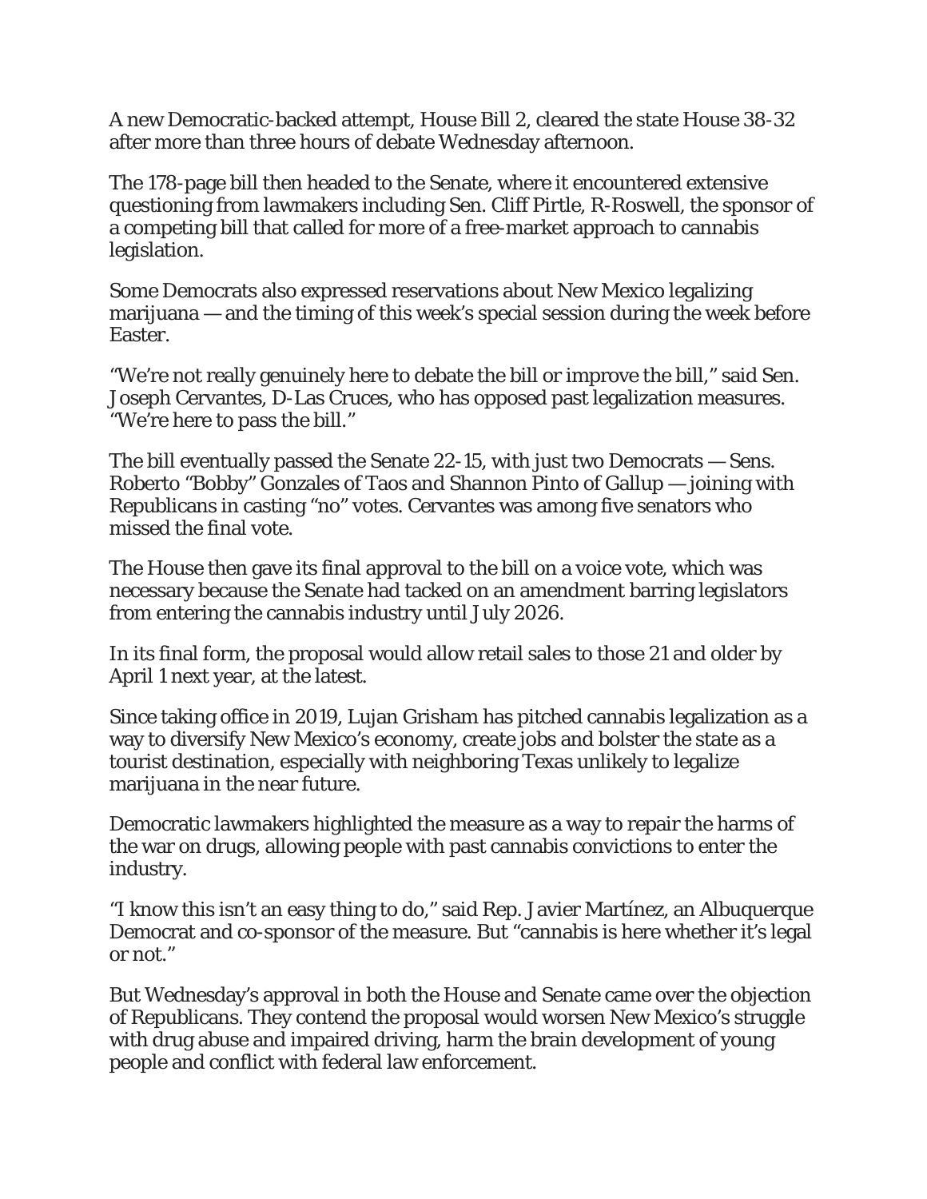A new Democratic-backed attempt, House Bill 2, cleared the state House 38-32 after more than three hours of debate Wednesday afternoon.

The 178-page bill then headed to the Senate, where it encountered extensive questioning from lawmakers including Sen. Cliff Pirtle, R-Roswell, the sponsor of a competing bill that called for more of a free-market approach to cannabis legislation.

Some Democrats also expressed reservations about New Mexico legalizing marijuana — and the timing of this week's special session during the week before Easter.

"We're not really genuinely here to debate the bill or improve the bill," said Sen. Joseph Cervantes, D-Las Cruces, who has opposed past legalization measures. "We're here to pass the bill."

The bill eventually passed the Senate 22-15, with just two Democrats — Sens. Roberto "Bobby" Gonzales of Taos and Shannon Pinto of Gallup — joining with Republicans in casting "no" votes. Cervantes was among five senators who missed the final vote.

The House then gave its final approval to the bill on a voice vote, which was necessary because the Senate had tacked on an amendment barring legislators from entering the cannabis industry until July 2026.

In its final form, the proposal would allow retail sales to those 21 and older by April 1 next year, at the latest.

Since taking office in 2019, Lujan Grisham has pitched cannabis legalization as a way to diversify New Mexico's economy, create jobs and bolster the state as a tourist destination, especially with neighboring Texas unlikely to legalize marijuana in the near future.

Democratic lawmakers highlighted the measure as a way to repair the harms of the war on drugs, allowing people with past cannabis convictions to enter the industry.

"I know this isn't an easy thing to do," said Rep. Javier Martínez, an Albuquerque Democrat and co-sponsor of the measure. But "cannabis is here whether it's legal or not."

But Wednesday's approval in both the House and Senate came over the objection of Republicans. They contend the proposal would worsen New Mexico's struggle with drug abuse and impaired driving, harm the brain development of young people and conflict with federal law enforcement.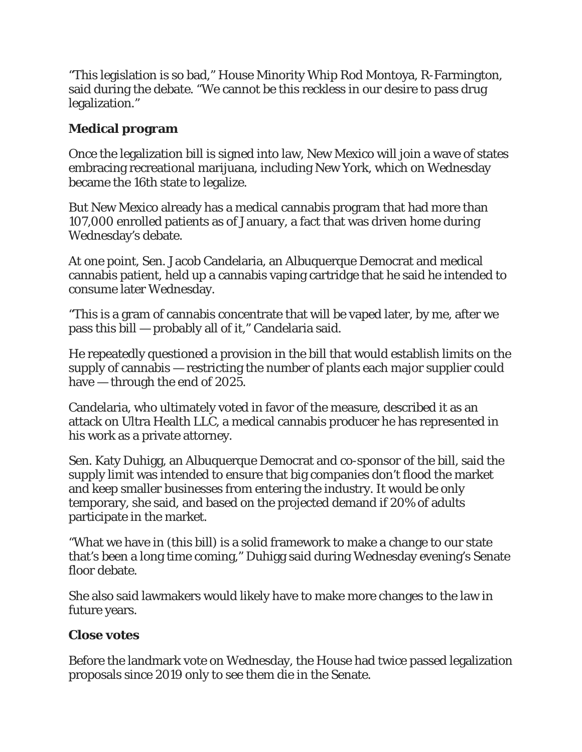"This legislation is so bad," House Minority Whip Rod Montoya, R-Farmington, said during the debate. "We cannot be this reckless in our desire to pass drug legalization."

**Medical program**

Once the legalization bill is signed into law, New Mexico will join a wave of states embracing recreational marijuana, including New York, which on Wednesday became the 16th state to legalize.

But New Mexico already has a medical cannabis program that had more than 107,000 enrolled patients as of January, a fact that was driven home during Wednesday's debate.

At one point, Sen. Jacob Candelaria, an Albuquerque Democrat and medical cannabis patient, held up a cannabis vaping cartridge that he said he intended to consume later Wednesday.

"This is a gram of cannabis concentrate that will be vaped later, by me, after we pass this bill — probably all of it," Candelaria said.

He repeatedly questioned a provision in the bill that would establish limits on the supply of cannabis — restricting the number of plants each major supplier could have — through the end of 2025.

Candelaria, who ultimately voted in favor of the measure, described it as an attack on Ultra Health LLC, a medical cannabis producer he has represented in his work as a private attorney.

Sen. Katy Duhigg, an Albuquerque Democrat and co-sponsor of the bill, said the supply limit was intended to ensure that big companies don't flood the market and keep smaller businesses from entering the industry. It would be only temporary, she said, and based on the projected demand if 20% of adults participate in the market.

"What we have in (this bill) is a solid framework to make a change to our state that's been a long time coming," Duhigg said during Wednesday evening's Senate floor debate.

She also said lawmakers would likely have to make more changes to the law in future years.

**Close votes**

Before the landmark vote on Wednesday, the House had twice passed legalization proposals since 2019 only to see them die in the Senate.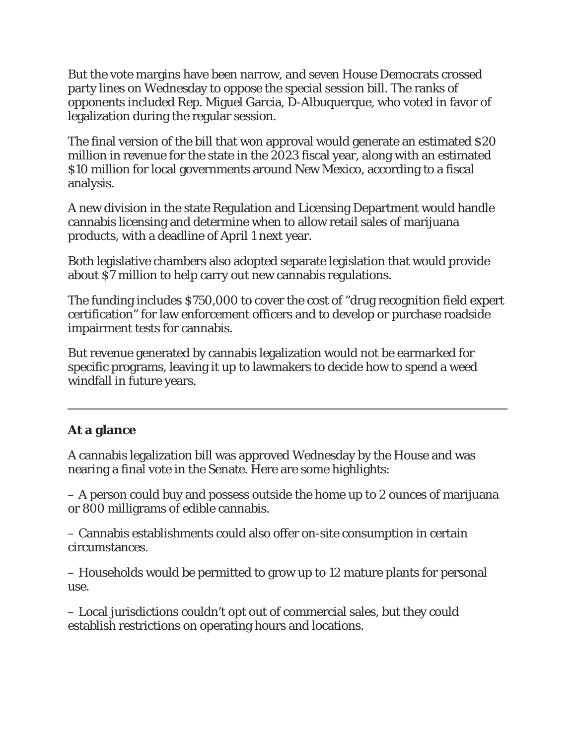But the vote margins have been narrow, and seven House Democrats crossed party lines on Wednesday to oppose the special session bill. The ranks of opponents included Rep. Miguel Garcia, D-Albuquerque, who voted in favor of legalization during the regular session.

The final version of the bill that won approval would generate an estimated $20 million in revenue for the state in the 2023 fiscal year, along with an estimated $10 million for local governments around New Mexico, according to a fiscal analysis.

A new division in the state Regulation and Licensing Department would handle cannabis licensing and determine when to allow retail sales of marijuana products, with a deadline of April 1 next year.

Both legislative chambers also adopted separate legislation that would provide about $7 million to help carry out new cannabis regulations.

The funding includes $750,000 to cover the cost of "drug recognition field expert certification" for law enforcement officers and to develop or purchase roadside impairment tests for cannabis.

But revenue generated by cannabis legalization would not be earmarked for specific programs, leaving it up to lawmakers to decide how to spend a weed windfall in future years.

---

**At a glance**

A cannabis legalization bill was approved Wednesday by the House and was nearing a final vote in the Senate. Here are some highlights:

– A person could buy and possess outside the home up to 2 ounces of marijuana or 800 milligrams of edible cannabis.

– Cannabis establishments could also offer on-site consumption in certain circumstances.

– Households would be permitted to grow up to 12 mature plants for personal use.

– Local jurisdictions couldn't opt out of commercial sales, but they could establish restrictions on operating hours and locations.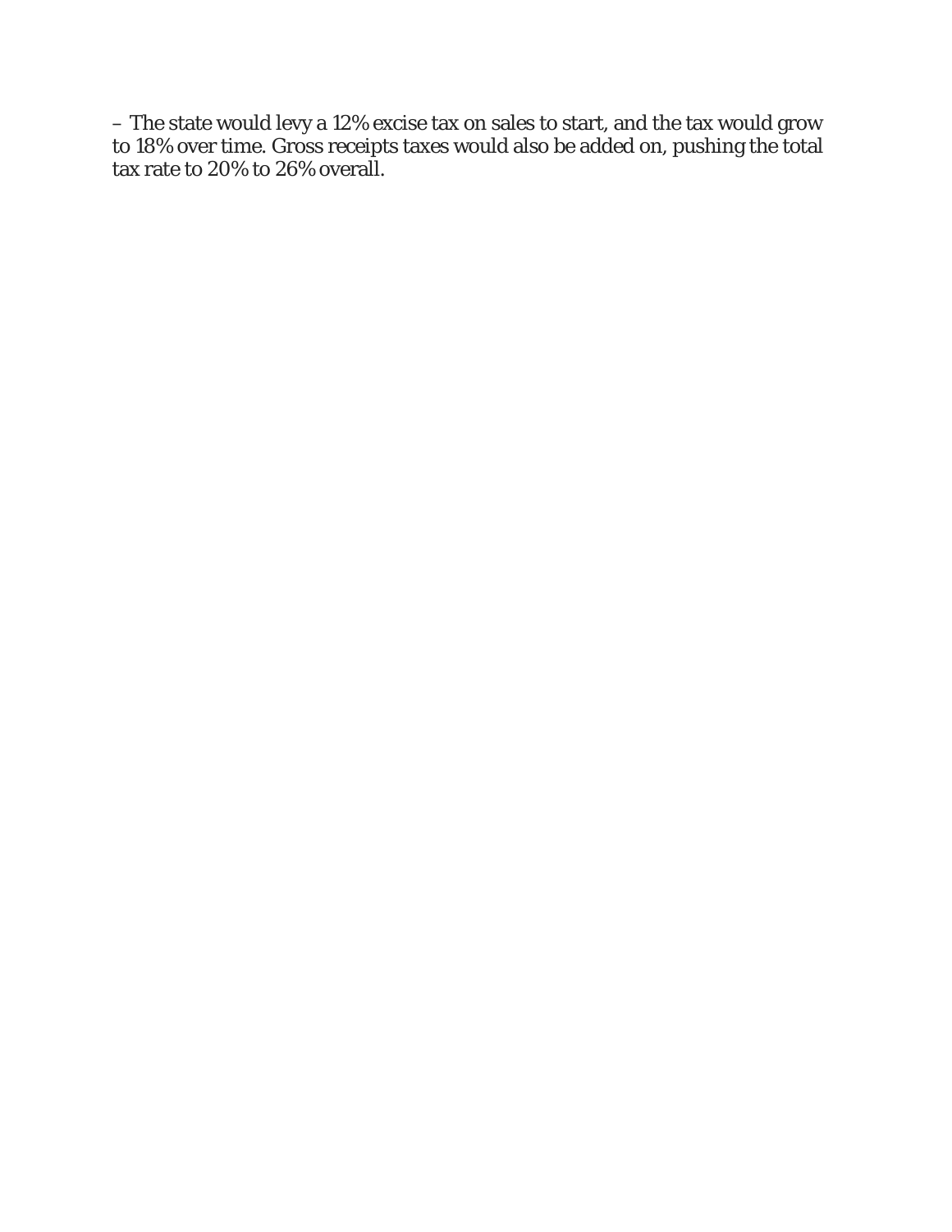– The state would levy a 12% excise tax on sales to start, and the tax would grow to 18% over time. Gross receipts taxes would also be added on, pushing the total tax rate to 20% to 26% overall.